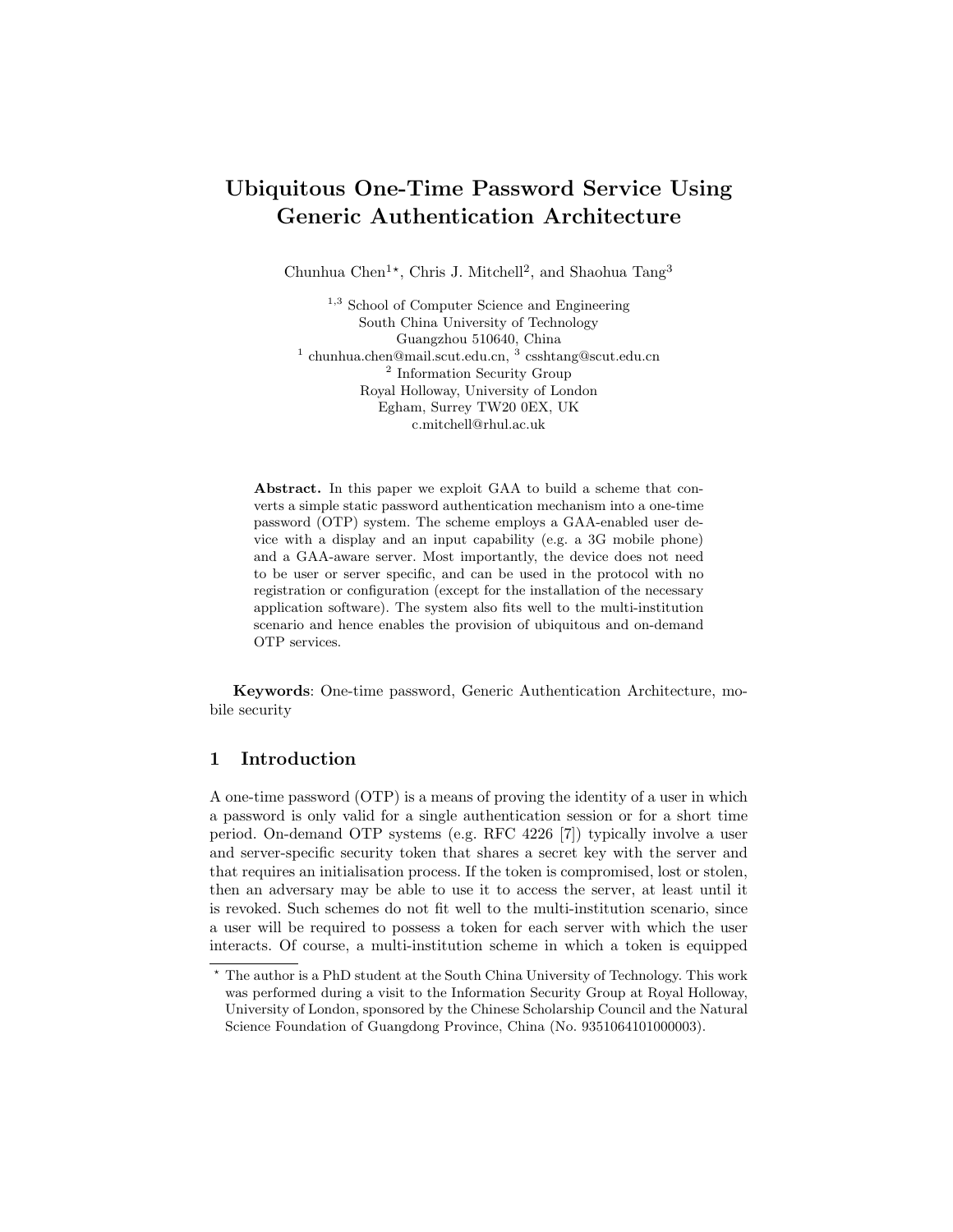# Ubiquitous One-Time Password Service Using Generic Authentication Architecture

Chunhua Chen[1*], Chris J. Mitchell[2], and Shaohua Tang[3]

[1,3] School of Computer Science and Engineering
South China University of Technology
Guangzhou 510640, China
[1] chunhua.chen@mail.scut.edu.cn, [3] csshtang@scut.edu.cn

[2] Information Security Group
Royal Holloway, University of London
Egham, Surrey TW20 0EX, UK
c.mitchell@rhul.ac.uk

**Abstract.** In this paper we exploit GAA to build a scheme that converts a simple static password authentication mechanism into a one-time password (OTP) system. The scheme employs a GAA-enabled user device with a display and an input capability (e.g. a 3G mobile phone) and a GAA-aware server. Most importantly, the device does not need to be user or server specific, and can be used in the protocol with no registration or configuration (except for the installation of the necessary application software). The system also fits well to the multi-institution scenario and hence enables the provision of ubiquitous and on-demand OTP services.

**Keywords**: One-time password, Generic Authentication Architecture, mobile security

## 1 Introduction

A one-time password (OTP) is a means of proving the identity of a user in which a password is only valid for a single authentication session or for a short time period. On-demand OTP systems (e.g. RFC 4226 [7]) typically involve a user and server-specific security token that shares a secret key with the server and that requires an initialisation process. If the token is compromised, lost or stolen, then an adversary may be able to use it to access the server, at least until it is revoked. Such schemes do not fit well to the multi-institution scenario, since a user will be required to possess a token for each server with which the user interacts. Of course, a multi-institution scheme in which a token is equipped

[*] The author is a PhD student at the South China University of Technology. This work was performed during a visit to the Information Security Group at Royal Holloway, University of London, sponsored by the Chinese Scholarship Council and the Natural Science Foundation of Guangdong Province, China (No. 9351064101000003).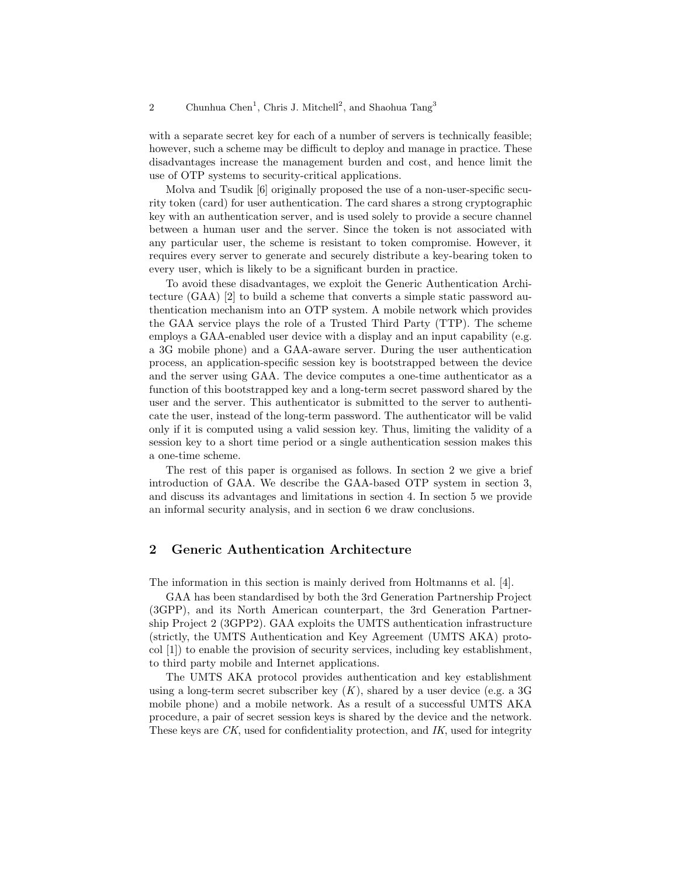with a separate secret key for each of a number of servers is technically feasible; however, such a scheme may be difficult to deploy and manage in practice. These disadvantages increase the management burden and cost, and hence limit the use of OTP systems to security-critical applications.

Molva and Tsudik [6] originally proposed the use of a non-user-specific security token (card) for user authentication. The card shares a strong cryptographic key with an authentication server, and is used solely to provide a secure channel between a human user and the server. Since the token is not associated with any particular user, the scheme is resistant to token compromise. However, it requires every server to generate and securely distribute a key-bearing token to every user, which is likely to be a significant burden in practice.

To avoid these disadvantages, we exploit the Generic Authentication Architecture (GAA) [2] to build a scheme that converts a simple static password authentication mechanism into an OTP system. A mobile network which provides the GAA service plays the role of a Trusted Third Party (TTP). The scheme employs a GAA-enabled user device with a display and an input capability (e.g. a 3G mobile phone) and a GAA-aware server. During the user authentication process, an application-specific session key is bootstrapped between the device and the server using GAA. The device computes a one-time authenticator as a function of this bootstrapped key and a long-term secret password shared by the user and the server. This authenticator is submitted to the server to authenticate the user, instead of the long-term password. The authenticator will be valid only if it is computed using a valid session key. Thus, limiting the validity of a session key to a short time period or a single authentication session makes this a one-time scheme.

The rest of this paper is organised as follows. In section 2 we give a brief introduction of GAA. We describe the GAA-based OTP system in section 3, and discuss its advantages and limitations in section 4. In section 5 we provide an informal security analysis, and in section 6 we draw conclusions.

## 2 Generic Authentication Architecture

The information in this section is mainly derived from Holtmanns et al. [4].

GAA has been standardised by both the 3rd Generation Partnership Project (3GPP), and its North American counterpart, the 3rd Generation Partnership Project 2 (3GPP2). GAA exploits the UMTS authentication infrastructure (strictly, the UMTS Authentication and Key Agreement (UMTS AKA) protocol [1]) to enable the provision of security services, including key establishment, to third party mobile and Internet applications.

The UMTS AKA protocol provides authentication and key establishment using a long-term secret subscriber key ($K$), shared by a user device (e.g. a 3G mobile phone) and a mobile network. As a result of a successful UMTS AKA procedure, a pair of secret session keys is shared by the device and the network. These keys are $CK$, used for confidentiality protection, and $IK$, used for integrity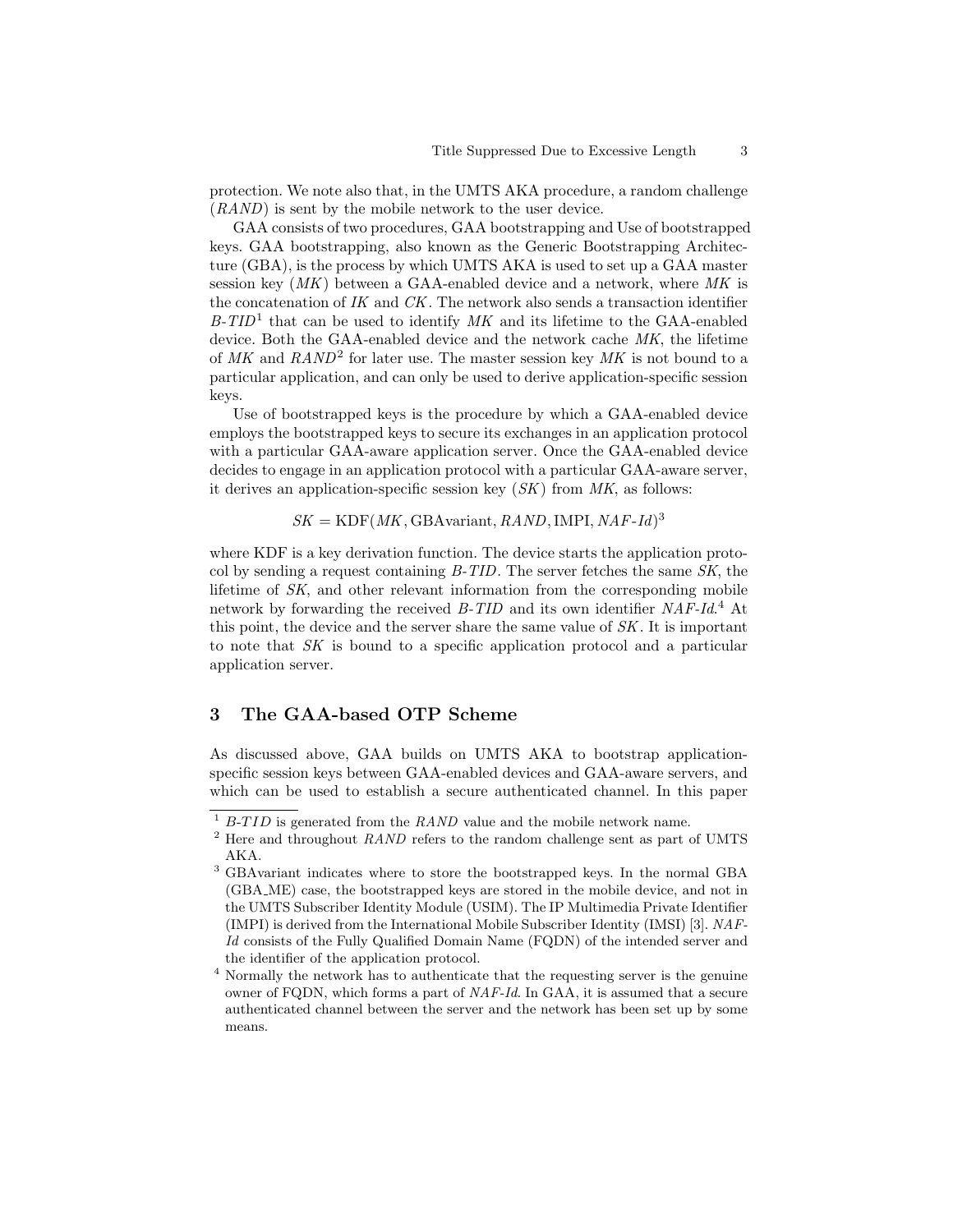protection. We note also that, in the UMTS AKA procedure, a random challenge (*RAND*) is sent by the mobile network to the user device.

GAA consists of two procedures, GAA bootstrapping and Use of bootstrapped keys. GAA bootstrapping, also known as the Generic Bootstrapping Architecture (GBA), is the process by which UMTS AKA is used to set up a GAA master session key (*MK*) between a GAA-enabled device and a network, where *MK* is the concatenation of *IK* and *CK*. The network also sends a transaction identifier *B-TID*[1] that can be used to identify *MK* and its lifetime to the GAA-enabled device. Both the GAA-enabled device and the network cache *MK*, the lifetime of *MK* and *RAND*[2] for later use. The master session key *MK* is not bound to a particular application, and can only be used to derive application-specific session keys.

Use of bootstrapped keys is the procedure by which a GAA-enabled device employs the bootstrapped keys to secure its exchanges in an application protocol with a particular GAA-aware application server. Once the GAA-enabled device decides to engage in an application protocol with a particular GAA-aware server, it derives an application-specific session key (*SK*) from *MK*, as follows:

$$SK = \text{KDF}(MK, \text{GBAvariant}, RAND, \text{IMPI}, NAF\text{-}Id)^3$$

where KDF is a key derivation function. The device starts the application protocol by sending a request containing *B-TID*. The server fetches the same *SK*, the lifetime of *SK*, and other relevant information from the corresponding mobile network by forwarding the received *B-TID* and its own identifier *NAF-Id*.[4] At this point, the device and the server share the same value of *SK*. It is important to note that *SK* is bound to a specific application protocol and a particular application server.

## 3 The GAA-based OTP Scheme

As discussed above, GAA builds on UMTS AKA to bootstrap application-specific session keys between GAA-enabled devices and GAA-aware servers, and which can be used to establish a secure authenticated channel. In this paper

---

[1] *B-TID* is generated from the *RAND* value and the mobile network name.

[2] Here and throughout *RAND* refers to the random challenge sent as part of UMTS AKA.

[3] GBAvariant indicates where to store the bootstrapped keys. In the normal GBA (GBA_ME) case, the bootstrapped keys are stored in the mobile device, and not in the UMTS Subscriber Identity Module (USIM). The IP Multimedia Private Identifier (IMPI) is derived from the International Mobile Subscriber Identity (IMSI) [3]. *NAF-Id* consists of the Fully Qualified Domain Name (FQDN) of the intended server and the identifier of the application protocol.

[4] Normally the network has to authenticate that the requesting server is the genuine owner of FQDN, which forms a part of *NAF-Id*. In GAA, it is assumed that a secure authenticated channel between the server and the network has been set up by some means.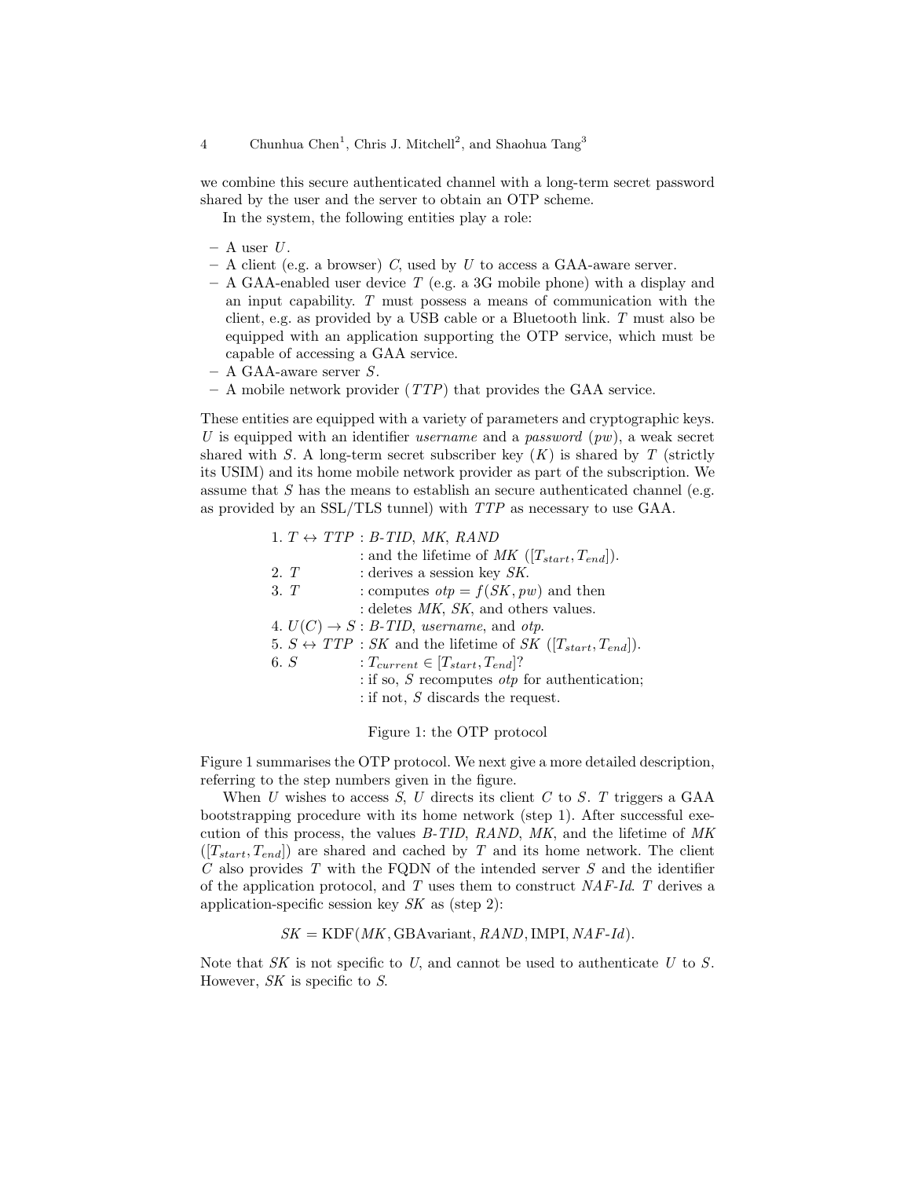we combine this secure authenticated channel with a long-term secret password shared by the user and the server to obtain an OTP scheme.

In the system, the following entities play a role:

- A user $U$.
- A client (e.g. a browser) $C$, used by $U$ to access a GAA-aware server.
- A GAA-enabled user device $T$ (e.g. a 3G mobile phone) with a display and an input capability. $T$ must possess a means of communication with the client, e.g. as provided by a USB cable or a Bluetooth link. $T$ must also be equipped with an application supporting the OTP service, which must be capable of accessing a GAA service.
- A GAA-aware server $S$.
- A mobile network provider ($TTP$) that provides the GAA service.

These entities are equipped with a variety of parameters and cryptographic keys. $U$ is equipped with an identifier *username* and a *password* ($pw$), a weak secret shared with $S$. A long-term secret subscriber key ($K$) is shared by $T$ (strictly its USIM) and its home mobile network provider as part of the subscription. We assume that $S$ has the means to establish an secure authenticated channel (e.g. as provided by an SSL/TLS tunnel) with $TTP$ as necessary to use GAA.

1. $T \leftrightarrow TTP$ : *B-TID*, *MK*, *RAND*
   : and the lifetime of *MK* ($[T_{start}, T_{end}]$).
2. $T$ : derives a session key *SK*.
3. $T$ : computes $otp = f(SK, pw)$ and then
   : deletes *MK*, *SK*, and others values.
4. $U(C) \rightarrow S$ : *B-TID*, *username*, and *otp*.
5. $S \leftrightarrow TTP$ : *SK* and the lifetime of *SK* ($[T_{start}, T_{end}]$).
6. $S$ : $T_{current} \in [T_{start}, T_{end}]$?
   : if so, $S$ recomputes *otp* for authentication;
   : if not, $S$ discards the request.

Figure 1: the OTP protocol

Figure 1 summarises the OTP protocol. We next give a more detailed description, referring to the step numbers given in the figure.

When $U$ wishes to access $S$, $U$ directs its client $C$ to $S$. $T$ triggers a GAA bootstrapping procedure with its home network (step 1). After successful execution of this process, the values *B-TID*, *RAND*, *MK*, and the lifetime of *MK* ($[T_{start}, T_{end}]$) are shared and cached by $T$ and its home network. The client $C$ also provides $T$ with the FQDN of the intended server $S$ and the identifier of the application protocol, and $T$ uses them to construct *NAF-Id*. $T$ derives a application-specific session key *SK* as (step 2):

$$SK = \mathrm{KDF}(MK, \mathrm{GBAvariant}, RAND, \mathrm{IMPI}, NAF\text{-}Id).$$

Note that *SK* is not specific to $U$, and cannot be used to authenticate $U$ to $S$. However, *SK* is specific to $S$.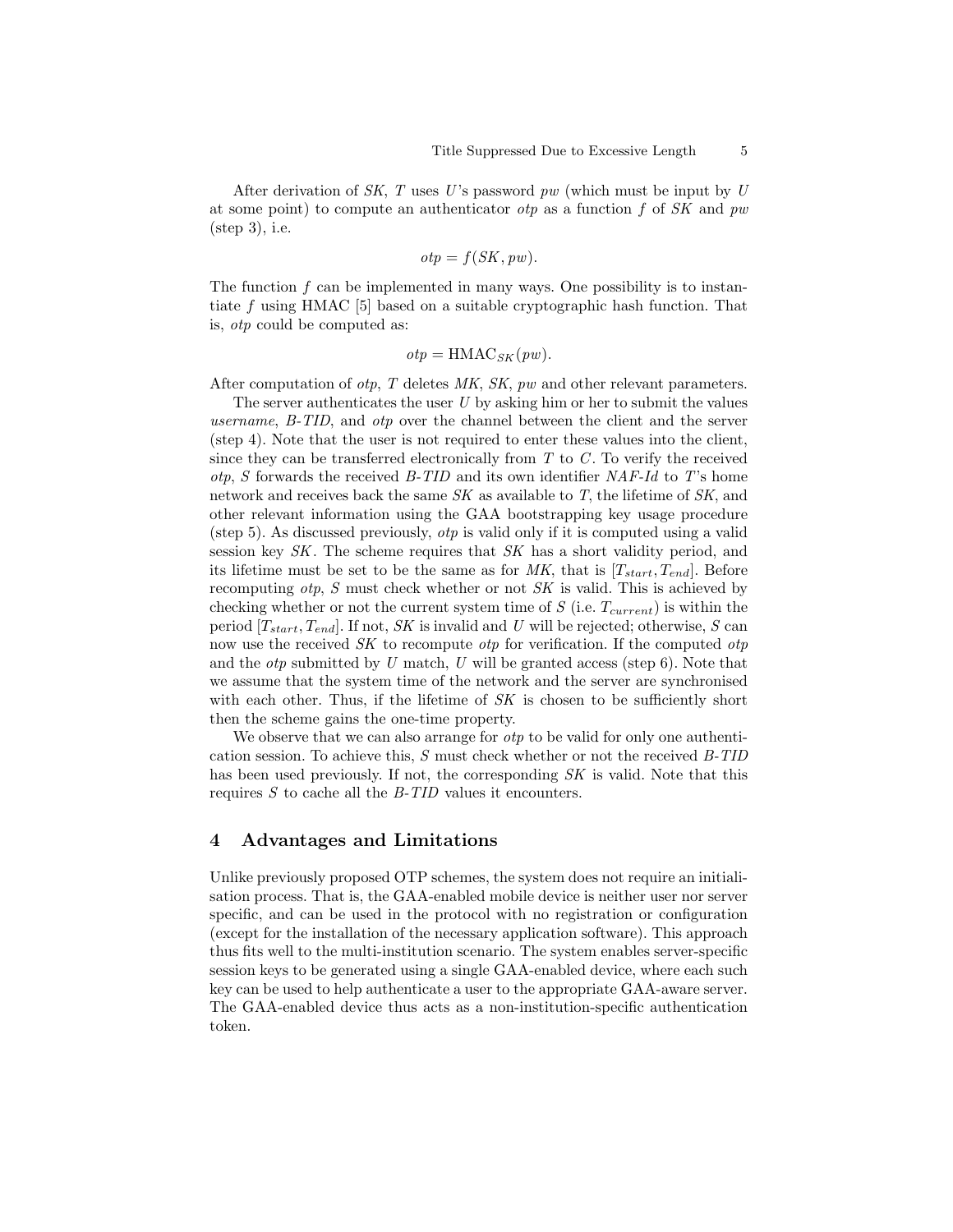After derivation of *SK*, *T* uses *U*'s password *pw* (which must be input by *U* at some point) to compute an authenticator *otp* as a function *f* of *SK* and *pw* (step 3), i.e.

$$otp = f(SK, pw).$$

The function *f* can be implemented in many ways. One possibility is to instantiate *f* using HMAC [5] based on a suitable cryptographic hash function. That is, *otp* could be computed as:

$$otp = \text{HMAC}_{SK}(pw).$$

After computation of *otp*, *T* deletes *MK*, *SK*, *pw* and other relevant parameters.

The server authenticates the user *U* by asking him or her to submit the values *username*, *B-TID*, and *otp* over the channel between the client and the server (step 4). Note that the user is not required to enter these values into the client, since they can be transferred electronically from *T* to *C*. To verify the received *otp*, *S* forwards the received *B-TID* and its own identifier *NAF-Id* to *T*'s home network and receives back the same *SK* as available to *T*, the lifetime of *SK*, and other relevant information using the GAA bootstrapping key usage procedure (step 5). As discussed previously, *otp* is valid only if it is computed using a valid session key *SK*. The scheme requires that *SK* has a short validity period, and its lifetime must be set to be the same as for *MK*, that is $[T_{start}, T_{end}]$. Before recomputing *otp*, *S* must check whether or not *SK* is valid. This is achieved by checking whether or not the current system time of *S* (i.e. $T_{current}$) is within the period $[T_{start}, T_{end}]$. If not, *SK* is invalid and *U* will be rejected; otherwise, *S* can now use the received *SK* to recompute *otp* for verification. If the computed *otp* and the *otp* submitted by *U* match, *U* will be granted access (step 6). Note that we assume that the system time of the network and the server are synchronised with each other. Thus, if the lifetime of *SK* is chosen to be sufficiently short then the scheme gains the one-time property.

We observe that we can also arrange for *otp* to be valid for only one authentication session. To achieve this, *S* must check whether or not the received *B-TID* has been used previously. If not, the corresponding *SK* is valid. Note that this requires *S* to cache all the *B-TID* values it encounters.

## 4 Advantages and Limitations

Unlike previously proposed OTP schemes, the system does not require an initialisation process. That is, the GAA-enabled mobile device is neither user nor server specific, and can be used in the protocol with no registration or configuration (except for the installation of the necessary application software). This approach thus fits well to the multi-institution scenario. The system enables server-specific session keys to be generated using a single GAA-enabled device, where each such key can be used to help authenticate a user to the appropriate GAA-aware server. The GAA-enabled device thus acts as a non-institution-specific authentication token.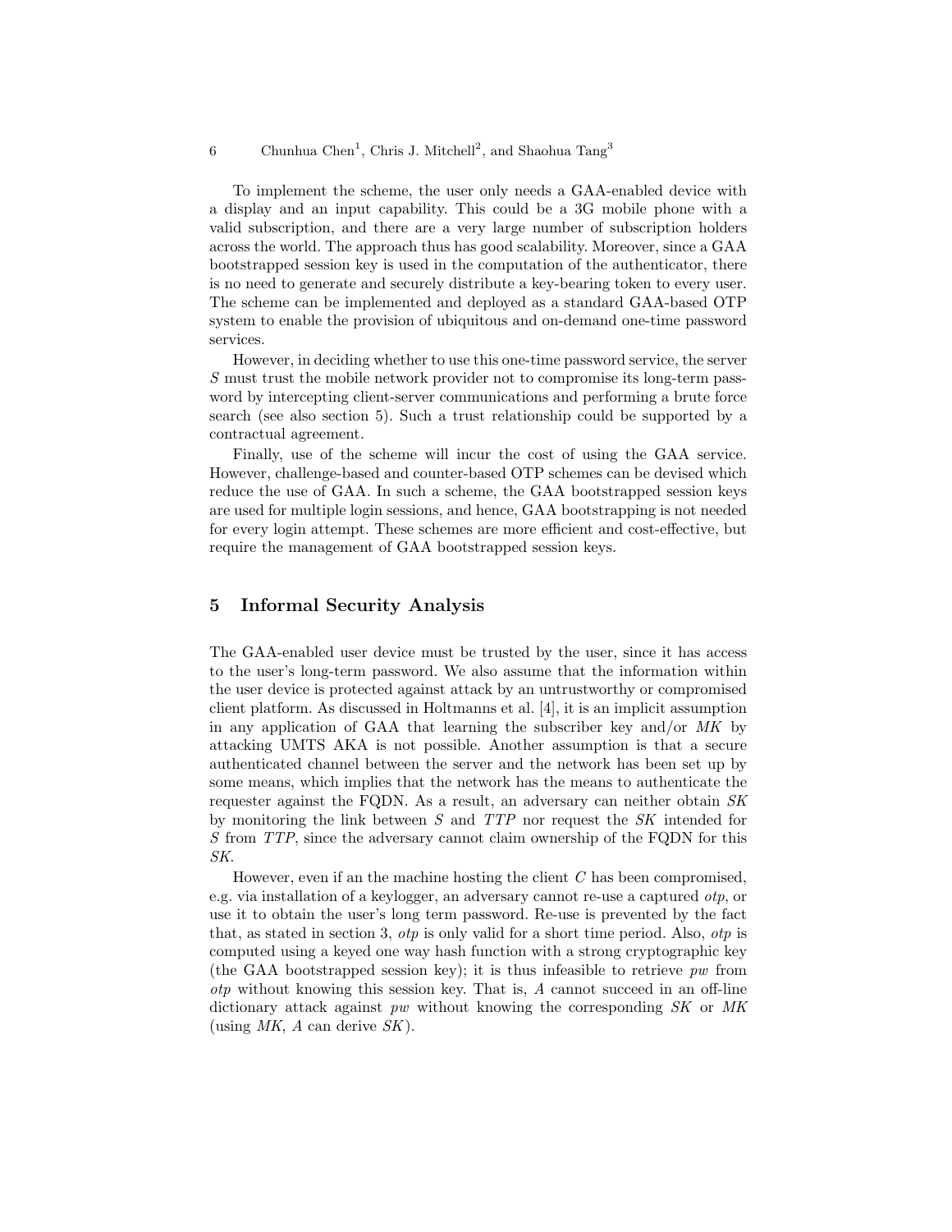To implement the scheme, the user only needs a GAA-enabled device with a display and an input capability. This could be a 3G mobile phone with a valid subscription, and there are a very large number of subscription holders across the world. The approach thus has good scalability. Moreover, since a GAA bootstrapped session key is used in the computation of the authenticator, there is no need to generate and securely distribute a key-bearing token to every user. The scheme can be implemented and deployed as a standard GAA-based OTP system to enable the provision of ubiquitous and on-demand one-time password services.

However, in deciding whether to use this one-time password service, the server $S$ must trust the mobile network provider not to compromise its long-term password by intercepting client-server communications and performing a brute force search (see also section 5). Such a trust relationship could be supported by a contractual agreement.

Finally, use of the scheme will incur the cost of using the GAA service. However, challenge-based and counter-based OTP schemes can be devised which reduce the use of GAA. In such a scheme, the GAA bootstrapped session keys are used for multiple login sessions, and hence, GAA bootstrapping is not needed for every login attempt. These schemes are more efficient and cost-effective, but require the management of GAA bootstrapped session keys.

## 5 Informal Security Analysis

The GAA-enabled user device must be trusted by the user, since it has access to the user's long-term password. We also assume that the information within the user device is protected against attack by an untrustworthy or compromised client platform. As discussed in Holtmanns et al. [4], it is an implicit assumption in any application of GAA that learning the subscriber key and/or $MK$ by attacking UMTS AKA is not possible. Another assumption is that a secure authenticated channel between the server and the network has been set up by some means, which implies that the network has the means to authenticate the requester against the FQDN. As a result, an adversary can neither obtain $SK$ by monitoring the link between $S$ and $TTP$ nor request the $SK$ intended for $S$ from $TTP$, since the adversary cannot claim ownership of the FQDN for this $SK$.

However, even if an the machine hosting the client $C$ has been compromised, e.g. via installation of a keylogger, an adversary cannot re-use a captured *otp*, or use it to obtain the user's long term password. Re-use is prevented by the fact that, as stated in section 3, *otp* is only valid for a short time period. Also, *otp* is computed using a keyed one way hash function with a strong cryptographic key (the GAA bootstrapped session key); it is thus infeasible to retrieve *pw* from *otp* without knowing this session key. That is, $A$ cannot succeed in an off-line dictionary attack against *pw* without knowing the corresponding $SK$ or $MK$ (using $MK$, $A$ can derive $SK$).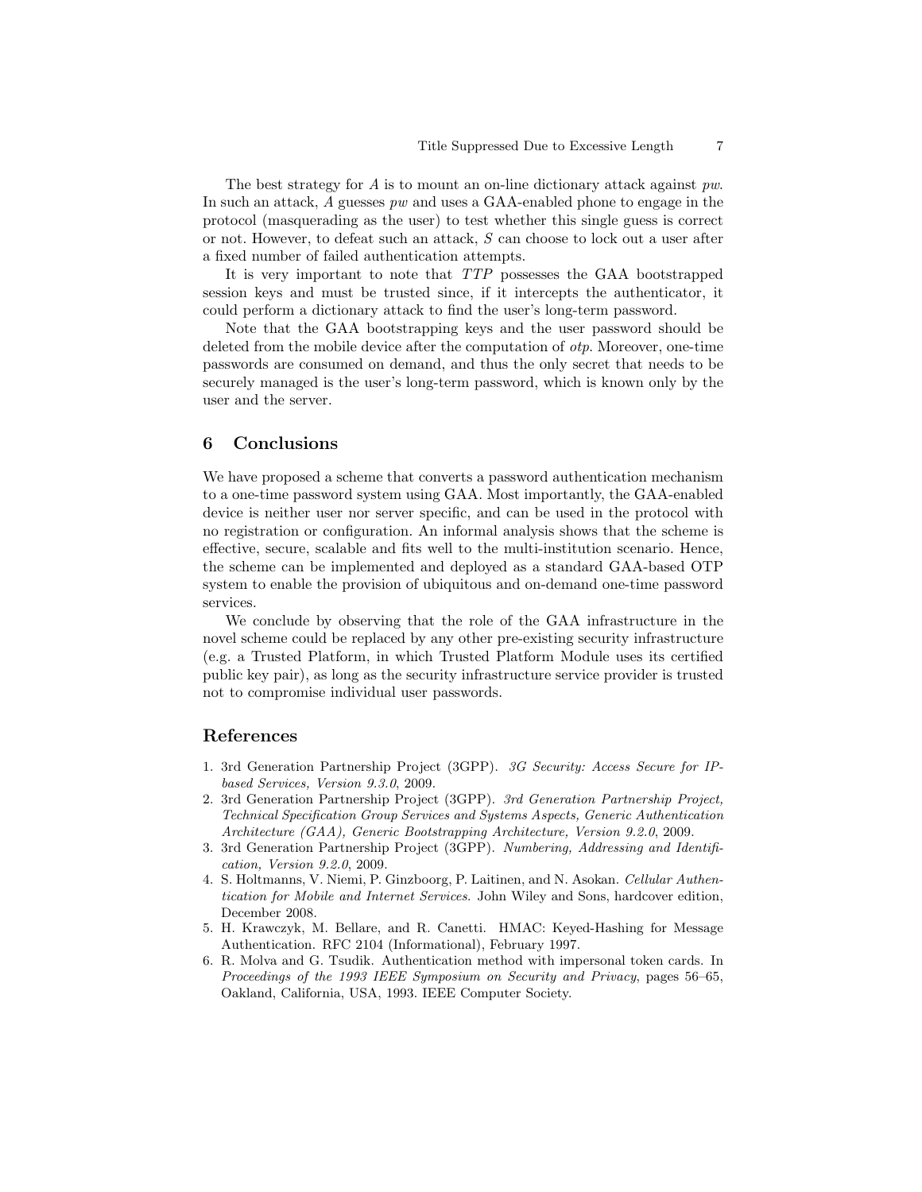The best strategy for $A$ is to mount an on-line dictionary attack against $pw$. In such an attack, $A$ guesses $pw$ and uses a GAA-enabled phone to engage in the protocol (masquerading as the user) to test whether this single guess is correct or not. However, to defeat such an attack, $S$ can choose to lock out a user after a fixed number of failed authentication attempts.

It is very important to note that $TTP$ possesses the GAA bootstrapped session keys and must be trusted since, if it intercepts the authenticator, it could perform a dictionary attack to find the user's long-term password.

Note that the GAA bootstrapping keys and the user password should be deleted from the mobile device after the computation of $otp$. Moreover, one-time passwords are consumed on demand, and thus the only secret that needs to be securely managed is the user's long-term password, which is known only by the user and the server.

## 6 Conclusions

We have proposed a scheme that converts a password authentication mechanism to a one-time password system using GAA. Most importantly, the GAA-enabled device is neither user nor server specific, and can be used in the protocol with no registration or configuration. An informal analysis shows that the scheme is effective, secure, scalable and fits well to the multi-institution scenario. Hence, the scheme can be implemented and deployed as a standard GAA-based OTP system to enable the provision of ubiquitous and on-demand one-time password services.

We conclude by observing that the role of the GAA infrastructure in the novel scheme could be replaced by any other pre-existing security infrastructure (e.g. a Trusted Platform, in which Trusted Platform Module uses its certified public key pair), as long as the security infrastructure service provider is trusted not to compromise individual user passwords.

## References

1. 3rd Generation Partnership Project (3GPP). *3G Security: Access Secure for IP-based Services, Version 9.3.0*, 2009.
2. 3rd Generation Partnership Project (3GPP). *3rd Generation Partnership Project, Technical Specification Group Services and Systems Aspects, Generic Authentication Architecture (GAA), Generic Bootstrapping Architecture, Version 9.2.0*, 2009.
3. 3rd Generation Partnership Project (3GPP). *Numbering, Addressing and Identification, Version 9.2.0*, 2009.
4. S. Holtmanns, V. Niemi, P. Ginzboorg, P. Laitinen, and N. Asokan. *Cellular Authentication for Mobile and Internet Services.* John Wiley and Sons, hardcover edition, December 2008.
5. H. Krawczyk, M. Bellare, and R. Canetti. HMAC: Keyed-Hashing for Message Authentication. RFC 2104 (Informational), February 1997.
6. R. Molva and G. Tsudik. Authentication method with impersonal token cards. In *Proceedings of the 1993 IEEE Symposium on Security and Privacy*, pages 56–65, Oakland, California, USA, 1993. IEEE Computer Society.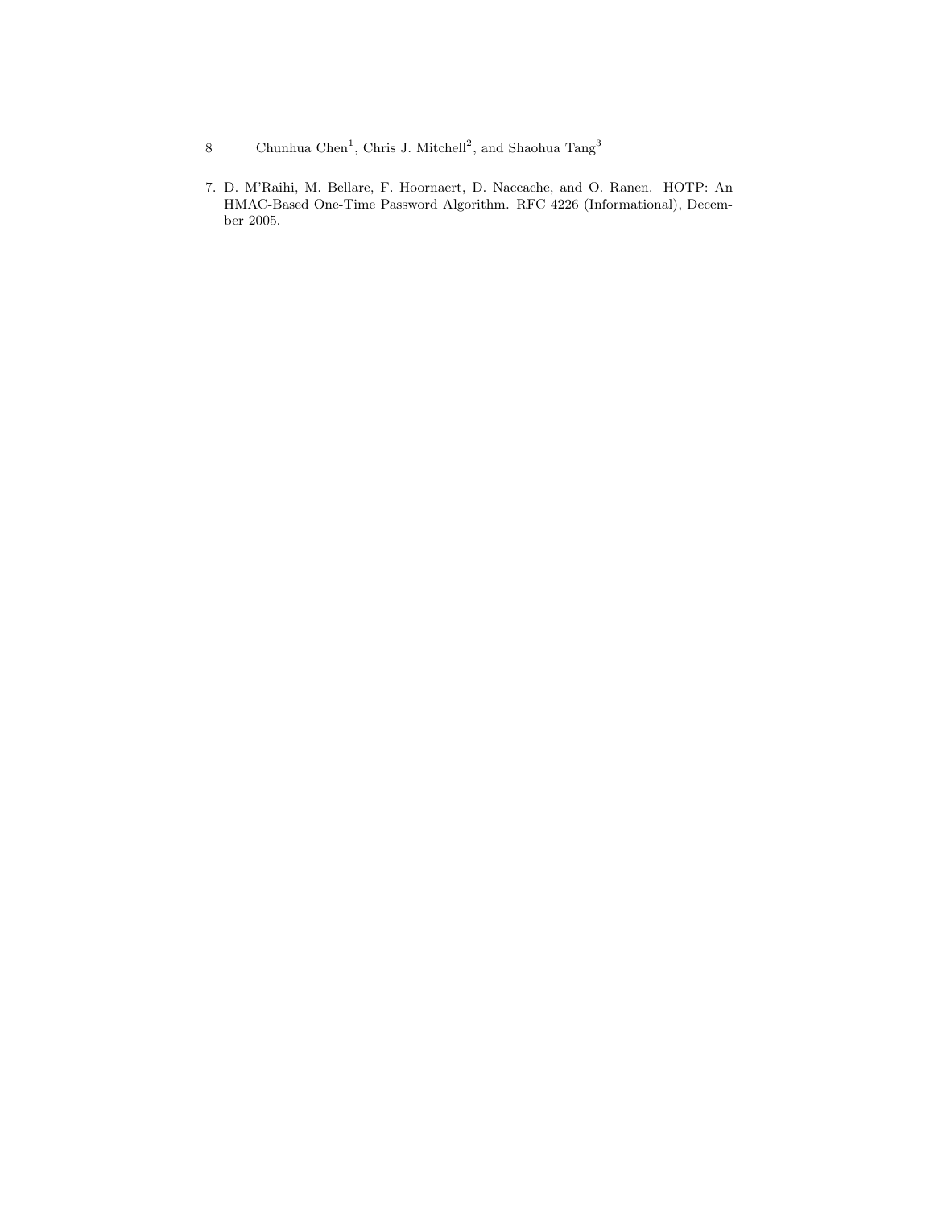7. D. M'Raihi, M. Bellare, F. Hoornaert, D. Naccache, and O. Ranen. HOTP: An HMAC-Based One-Time Password Algorithm. RFC 4226 (Informational), December 2005.